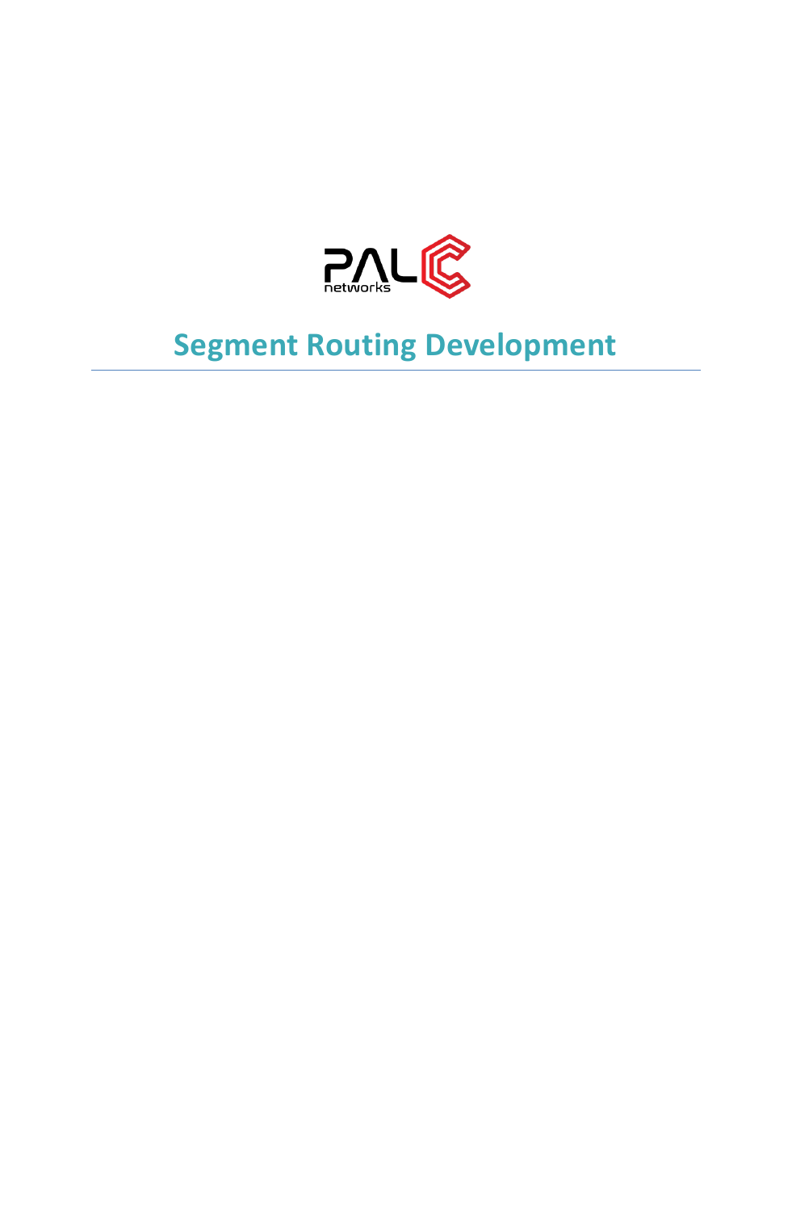PAL networks

# Segment Routing Development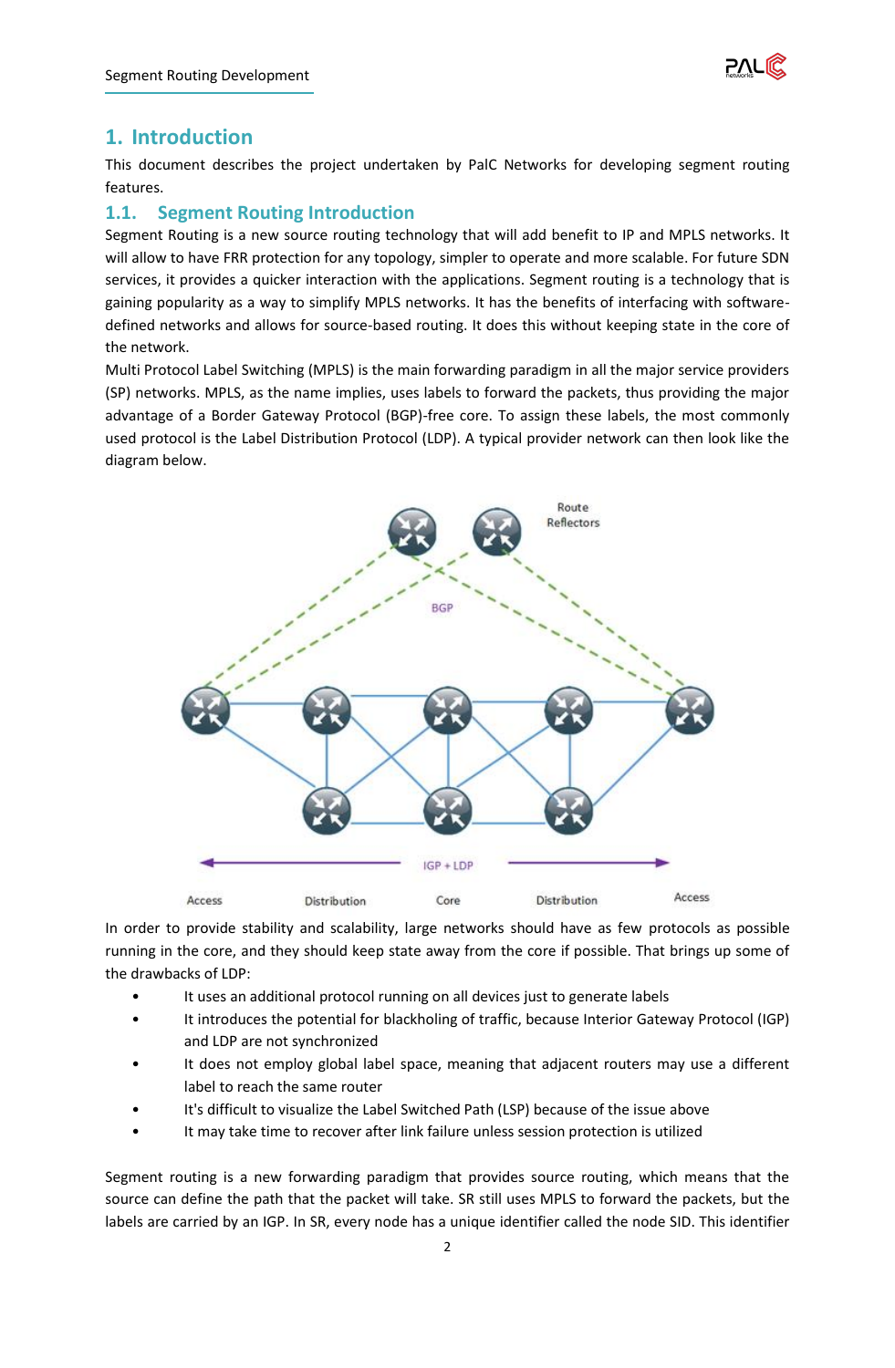# 1. Introduction

This document describes the project undertaken by PalC Networks for developing segment routing features.

## 1.1. Segment Routing Introduction

Segment Routing is a new source routing technology that will add benefit to IP and MPLS networks. It will allow to have FRR protection for any topology, simpler to operate and more scalable. For future SDN services, it provides a quicker interaction with the applications. Segment routing is a technology that is gaining popularity as a way to simplify MPLS networks. It has the benefits of interfacing with software-defined networks and allows for source-based routing. It does this without keeping state in the core of the network.

Multi Protocol Label Switching (MPLS) is the main forwarding paradigm in all the major service providers (SP) networks. MPLS, as the name implies, uses labels to forward the packets, thus providing the major advantage of a Border Gateway Protocol (BGP)-free core. To assign these labels, the most commonly used protocol is the Label Distribution Protocol (LDP). A typical provider network can then look like the diagram below.

In order to provide stability and scalability, large networks should have as few protocols as possible running in the core, and they should keep state away from the core if possible. That brings up some of the drawbacks of LDP:

- It uses an additional protocol running on all devices just to generate labels
- It introduces the potential for blackholing of traffic, because Interior Gateway Protocol (IGP) and LDP are not synchronized
- It does not employ global label space, meaning that adjacent routers may use a different label to reach the same router
- It's difficult to visualize the Label Switched Path (LSP) because of the issue above
- It may take time to recover after link failure unless session protection is utilized

Segment routing is a new forwarding paradigm that provides source routing, which means that the source can define the path that the packet will take. SR still uses MPLS to forward the packets, but the labels are carried by an IGP. In SR, every node has a unique identifier called the node SID. This identifier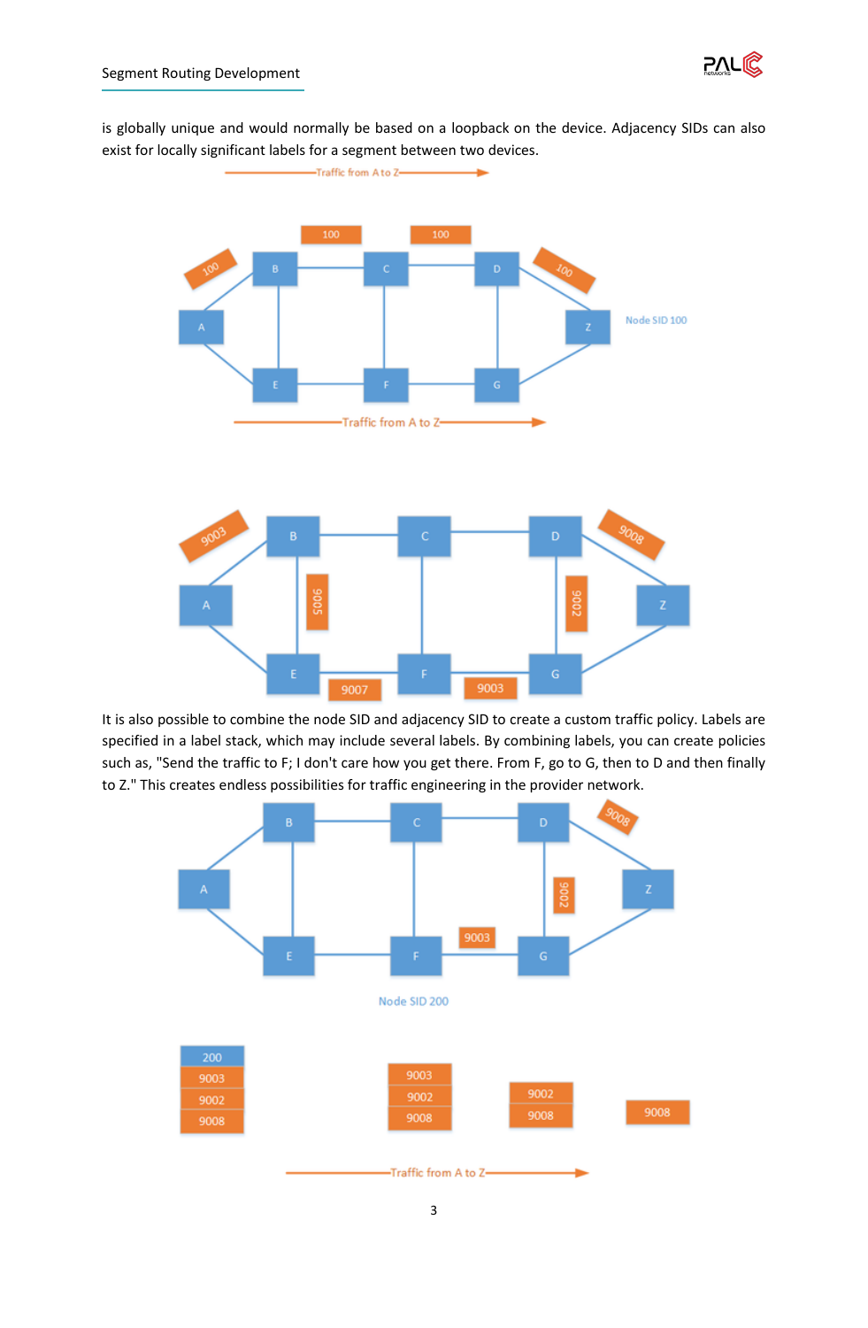is globally unique and would normally be based on a loopback on the device. Adjacency SIDs can also exist for locally significant labels for a segment between two devices.

It is also possible to combine the node SID and adjacency SID to create a custom traffic policy. Labels are specified in a label stack, which may include several labels. By combining labels, you can create policies such as, "Send the traffic to F; I don't care how you get there. From F, go to G, then to D and then finally to Z." This creates endless possibilities for traffic engineering in the provider network.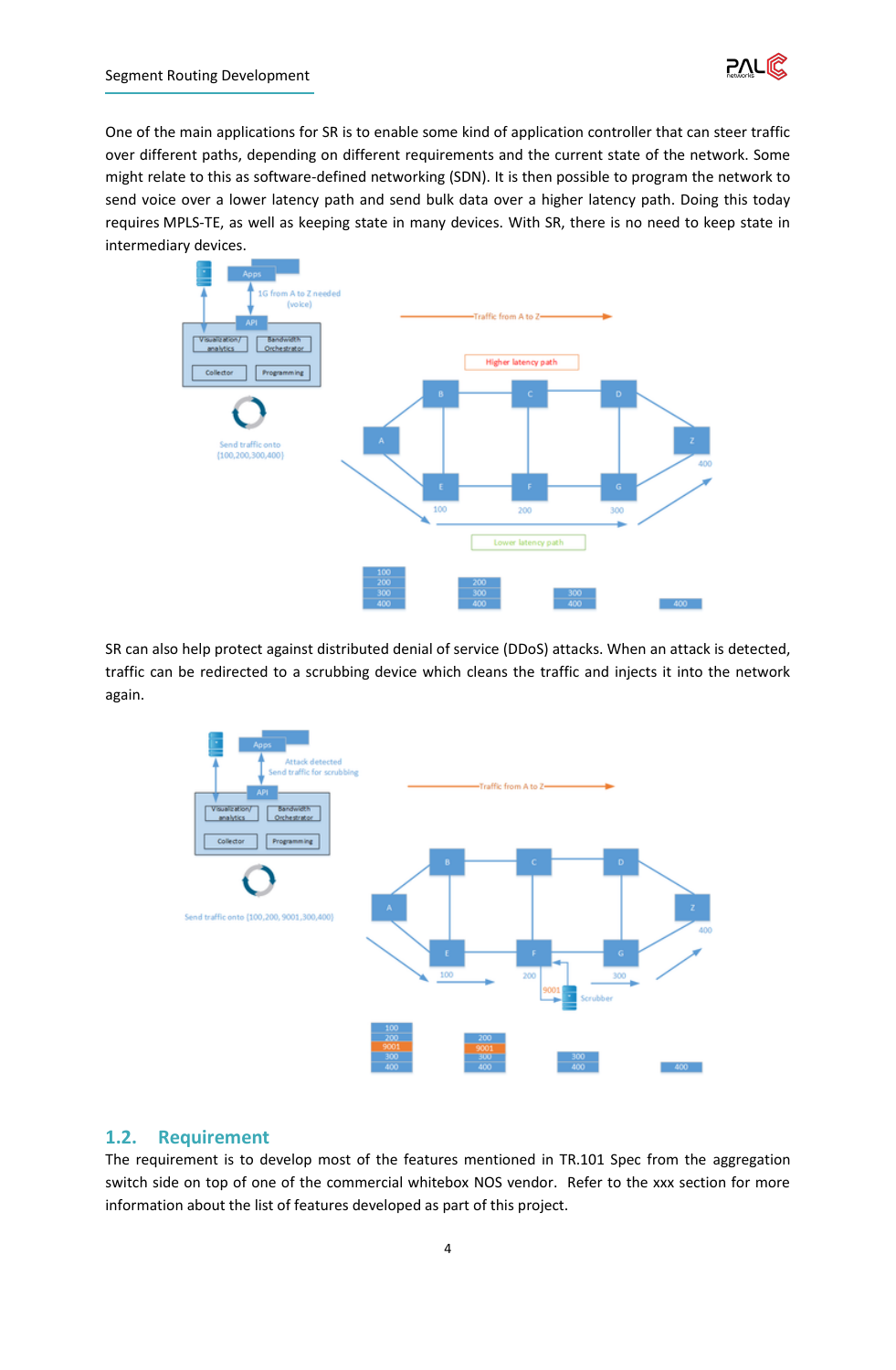One of the main applications for SR is to enable some kind of application controller that can steer traffic over different paths, depending on different requirements and the current state of the network. Some might relate to this as software-defined networking (SDN). It is then possible to program the network to send voice over a lower latency path and send bulk data over a higher latency path. Doing this today requires MPLS-TE, as well as keeping state in many devices. With SR, there is no need to keep state in intermediary devices.

SR can also help protect against distributed denial of service (DDoS) attacks. When an attack is detected, traffic can be redirected to a scrubbing device which cleans the traffic and injects it into the network again.

## 1.2. Requirement

The requirement is to develop most of the features mentioned in TR.101 Spec from the aggregation switch side on top of one of the commercial whitebox NOS vendor. Refer to the xxx section for more information about the list of features developed as part of this project.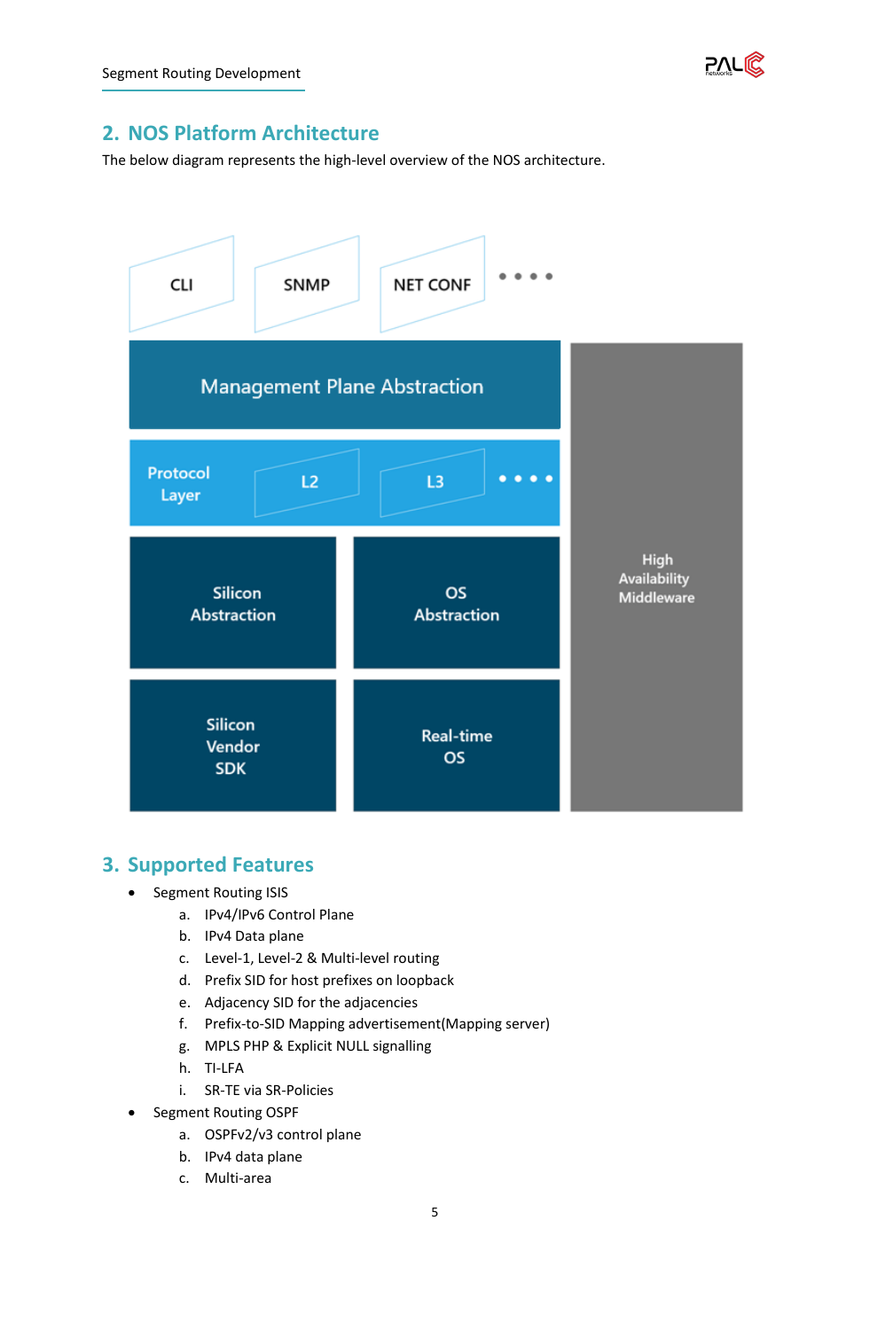## 2. NOS Platform Architecture

The below diagram represents the high-level overview of the NOS architecture.

CLI SNMP NET CONF • • • •

Management Plane Abstraction

Protocol Layer L2 L3 • • • •

Silicon Abstraction

OS Abstraction

Silicon Vendor SDK

Real-time OS

High Availability Middleware

## 3. Supported Features

- Segment Routing ISIS
  a. IPv4/IPv6 Control Plane
  b. IPv4 Data plane
  c. Level-1, Level-2 & Multi-level routing
  d. Prefix SID for host prefixes on loopback
  e. Adjacency SID for the adjacencies
  f. Prefix-to-SID Mapping advertisement(Mapping server)
  g. MPLS PHP & Explicit NULL signalling
  h. TI-LFA
  i. SR-TE via SR-Policies
- Segment Routing OSPF
  a. OSPFv2/v3 control plane
  b. IPv4 data plane
  c. Multi-area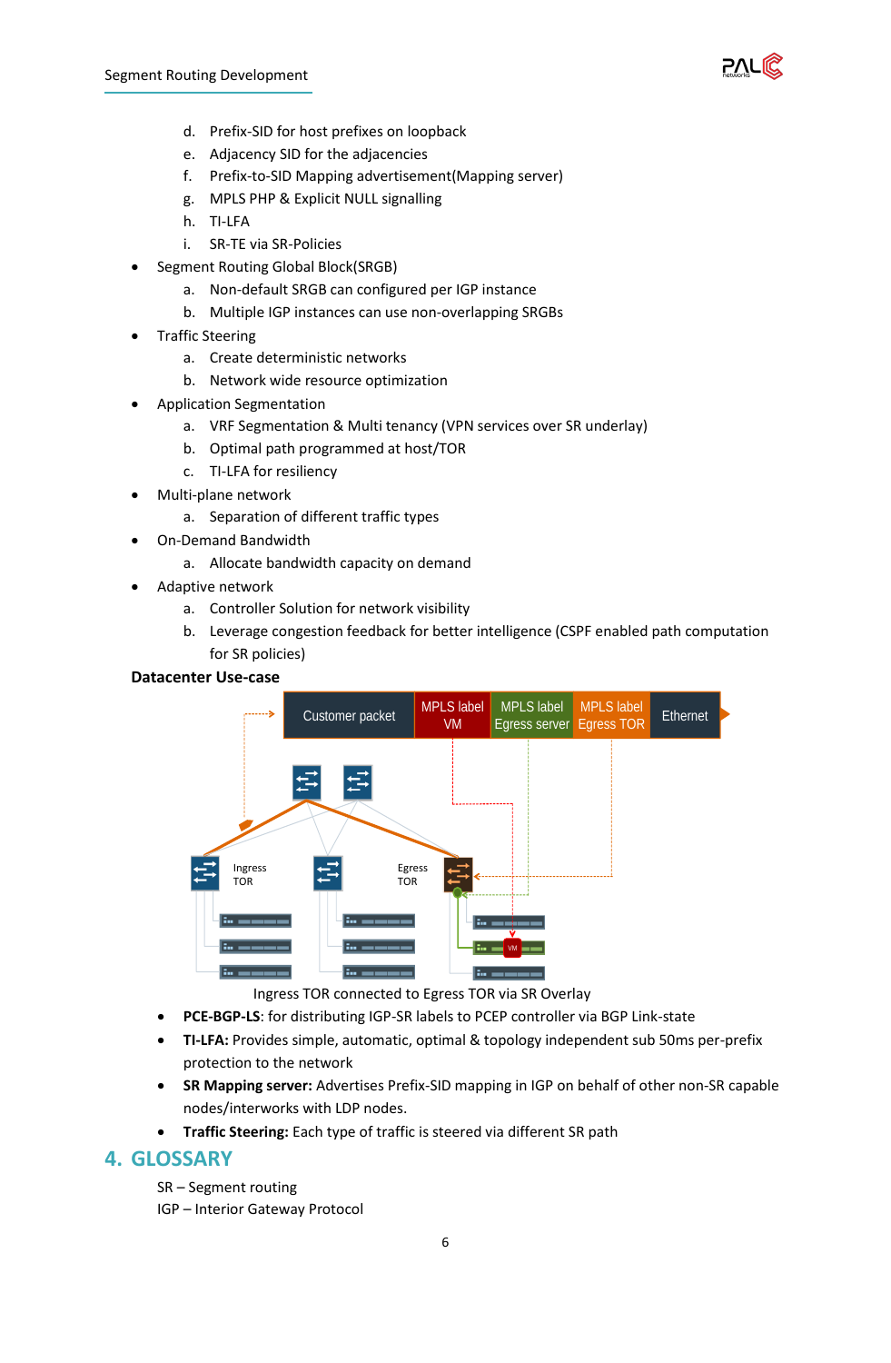d. Prefix-SID for host prefixes on loopback
   e. Adjacency SID for the adjacencies
   f. Prefix-to-SID Mapping advertisement(Mapping server)
   g. MPLS PHP & Explicit NULL signalling
   h. TI-LFA
   i. SR-TE via SR-Policies

- Segment Routing Global Block(SRGB)
   a. Non-default SRGB can configured per IGP instance
   b. Multiple IGP instances can use non-overlapping SRGBs
- Traffic Steering
   a. Create deterministic networks
   b. Network wide resource optimization
- Application Segmentation
   a. VRF Segmentation & Multi tenancy (VPN services over SR underlay)
   b. Optimal path programmed at host/TOR
   c. TI-LFA for resiliency
- Multi-plane network
   a. Separation of different traffic types
- On-Demand Bandwidth
   a. Allocate bandwidth capacity on demand
- Adaptive network
   a. Controller Solution for network visibility
   b. Leverage congestion feedback for better intelligence (CSPF enabled path computation for SR policies)

**Datacenter Use-case**

| Customer packet | MPLS label VM | MPLS label Egress server | MPLS label Egress TOR | Ethernet |
|---|---|---|---|---|

Ingress TOR &nbsp;&nbsp;&nbsp; Egress TOR

VM

Ingress TOR connected to Egress TOR via SR Overlay

- **PCE-BGP-LS**: for distributing IGP-SR labels to PCEP controller via BGP Link-state
- **TI-LFA:** Provides simple, automatic, optimal & topology independent sub 50ms per-prefix protection to the network
- **SR Mapping server:** Advertises Prefix-SID mapping in IGP on behalf of other non-SR capable nodes/interworks with LDP nodes.
- **Traffic Steering:** Each type of traffic is steered via different SR path

## 4. GLOSSARY

SR – Segment routing
IGP – Interior Gateway Protocol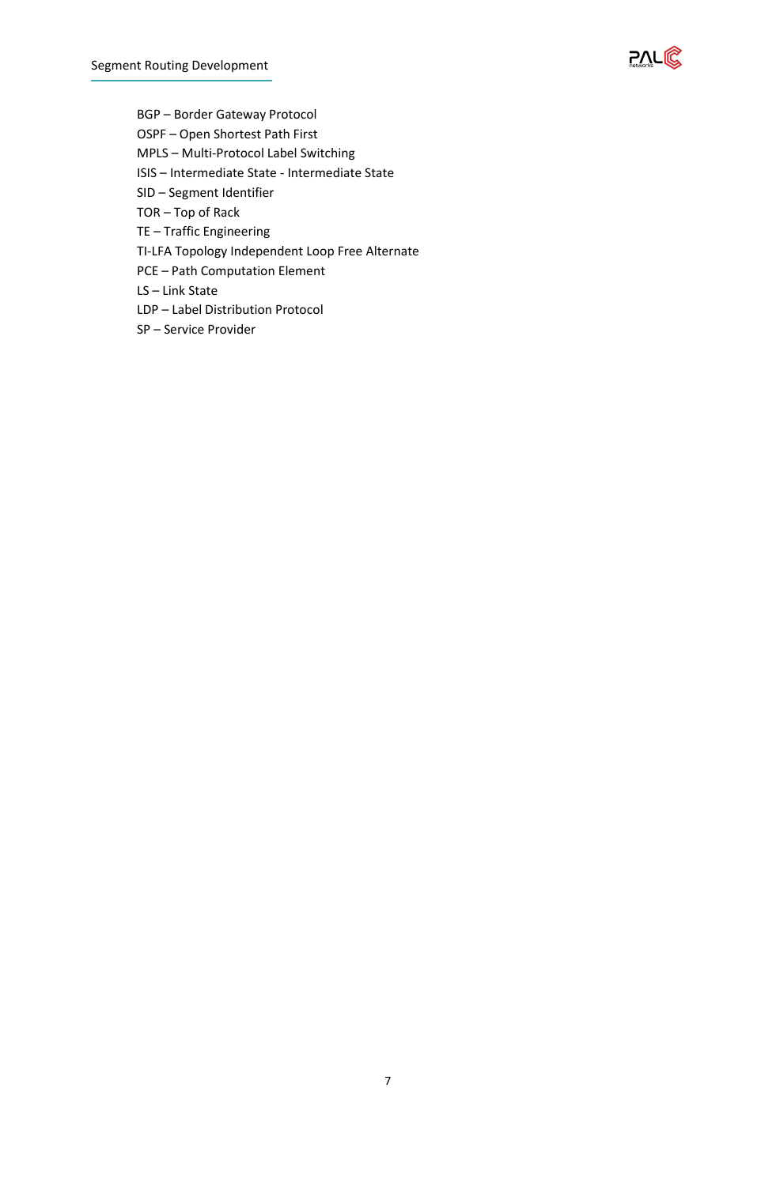BGP – Border Gateway Protocol
OSPF – Open Shortest Path First
MPLS – Multi-Protocol Label Switching
ISIS – Intermediate State - Intermediate State
SID – Segment Identifier
TOR – Top of Rack
TE – Traffic Engineering
TI-LFA Topology Independent Loop Free Alternate
PCE – Path Computation Element
LS – Link State
LDP – Label Distribution Protocol
SP – Service Provider